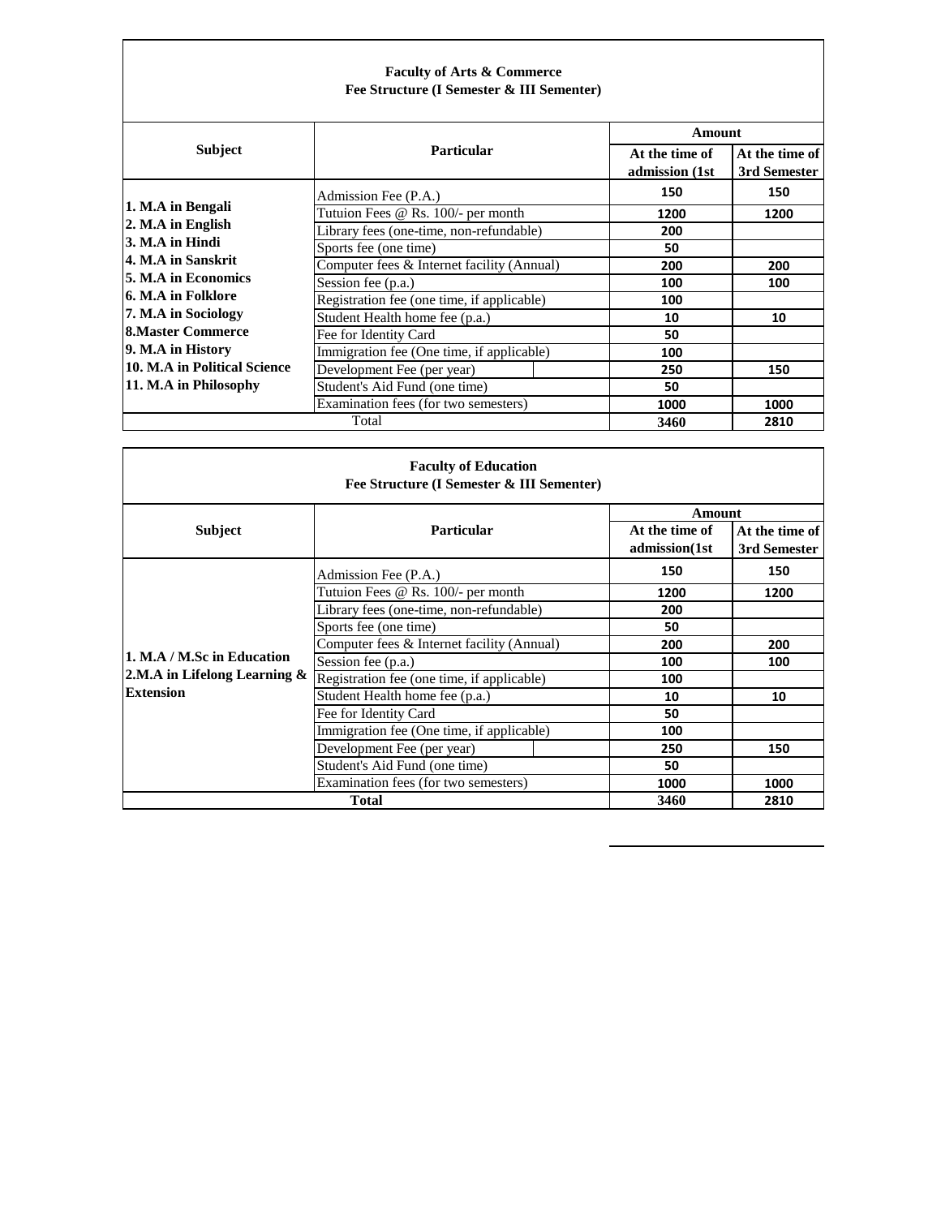**Faculty of Arts & Commerce**
**Fee Structure (I Semester & III Sementer)**

| Subject | Particular | Amount | |
|---|---|---|---|
| | | At the time of admission (1st | At the time of 3rd Semester |
| 1. M.A in Bengali<br>2. M.A in English<br>3. M.A in Hindi<br>4. M.A in Sanskrit<br>5. M.A in Economics<br>6. M.A in Folklore<br>7. M.A in Sociology<br>8.Master Commerce<br>9. M.A in History<br>10. M.A in Political Science<br>11. M.A in Philosophy | Admission Fee (P.A.) | 150 | 150 |
| | Tutuion Fees @ Rs. 100/- per month | 1200 | 1200 |
| | Library fees (one-time, non-refundable) | 200 | |
| | Sports fee (one time) | 50 | |
| | Computer fees & Internet facility (Annual) | 200 | 200 |
| | Session fee (p.a.) | 100 | 100 |
| | Registration fee (one time, if applicable) | 100 | |
| | Student Health home fee (p.a.) | 10 | 10 |
| | Fee for Identity Card | 50 | |
| | Immigration fee (One time, if applicable) | 100 | |
| | Development Fee (per year) | 250 | 150 |
| | Student's Aid Fund (one time) | 50 | |
| | Examination fees (for two semesters) | 1000 | 1000 |
| Total | | 3460 | 2810 |

**Faculty of Education**
**Fee Structure (I Semester & III Sementer)**

| Subject | Particular | Amount | |
|---|---|---|---|
| | | At the time of admission(1st | At the time of 3rd Semester |
| 1. M.A / M.Sc in Education<br>2.M.A in Lifelong Learning & Extension | Admission Fee (P.A.) | 150 | 150 |
| | Tutuion Fees @ Rs. 100/- per month | 1200 | 1200 |
| | Library fees (one-time, non-refundable) | 200 | |
| | Sports fee (one time) | 50 | |
| | Computer fees & Internet facility (Annual) | 200 | 200 |
| | Session fee (p.a.) | 100 | 100 |
| | Registration fee (one time, if applicable) | 100 | |
| | Student Health home fee (p.a.) | 10 | 10 |
| | Fee for Identity Card | 50 | |
| | Immigration fee (One time, if applicable) | 100 | |
| | Development Fee (per year) | 250 | 150 |
| | Student's Aid Fund (one time) | 50 | |
| | Examination fees (for two semesters) | 1000 | 1000 |
| **Total** | | 3460 | 2810 |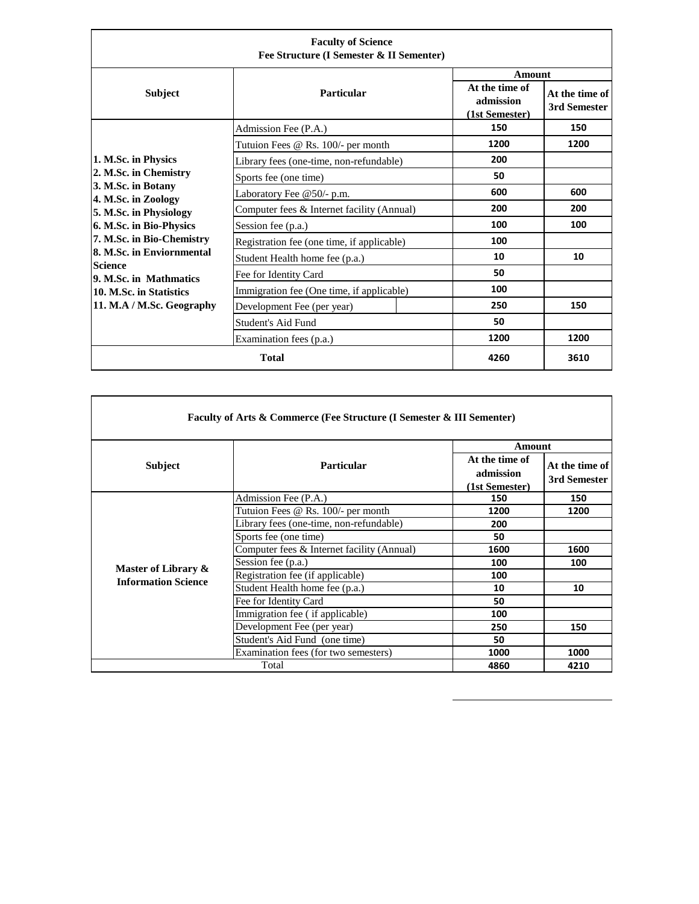| Faculty of Science<br>Fee Structure (I Semester & II Sementer) | | | |
|---|---|---|---|
| **Subject** | **Particular** | **Amount** | |
| | | **At the time of admission (1st Semester)** | **At the time of 3rd Semester** |
| **1. M.Sc. in Physics<br>2. M.Sc. in Chemistry<br>3. M.Sc. in Botany<br>4. M.Sc. in Zoology<br>5. M.Sc. in Physiology<br>6. M.Sc. in Bio-Physics<br>7. M.Sc. in Bio-Chemistry<br>8. M.Sc. in Enviornmental Science<br>9. M.Sc. in Mathmatics<br>10. M.Sc. in Statistics<br>11. M.A / M.Sc. Geography** | Admission Fee (P.A.) | 150 | 150 |
| | Tutuion Fees @ Rs. 100/- per month | 1200 | 1200 |
| | Library fees (one-time, non-refundable) | 200 | |
| | Sports fee (one time) | 50 | |
| | Laboratory Fee @50/- p.m. | 600 | 600 |
| | Computer fees & Internet facility (Annual) | 200 | 200 |
| | Session fee (p.a.) | 100 | 100 |
| | Registration fee (one time, if applicable) | 100 | |
| | Student Health home fee (p.a.) | 10 | 10 |
| | Fee for Identity Card | 50 | |
| | Immigration fee (One time, if applicable) | 100 | |
| | Development Fee (per year) | 250 | 150 |
| | Student's Aid Fund | 50 | |
| | Examination fees (p.a.) | 1200 | 1200 |
| **Total** | | 4260 | 3610 |

| Faculty of Arts & Commerce (Fee Structure (I Semester & III Sementer) | | | |
|---|---|---|---|
| **Subject** | **Particular** | **Amount** | |
| | | **At the time of admission (1st Semester)** | **At the time of 3rd Semester** |
| **Master of Library & Information Science** | Admission Fee (P.A.) | 150 | 150 |
| | Tutuion Fees @ Rs. 100/- per month | 1200 | 1200 |
| | Library fees (one-time, non-refundable) | 200 | |
| | Sports fee (one time) | 50 | |
| | Computer fees & Internet facility (Annual) | 1600 | 1600 |
| | Session fee (p.a.) | 100 | 100 |
| | Registration fee (if applicable) | 100 | |
| | Student Health home fee (p.a.) | 10 | 10 |
| | Fee for Identity Card | 50 | |
| | Immigration fee ( if applicable) | 100 | |
| | Development Fee (per year) | 250 | 150 |
| | Student's Aid Fund (one time) | 50 | |
| | Examination fees (for two semesters) | 1000 | 1000 |
| Total | | 4860 | 4210 |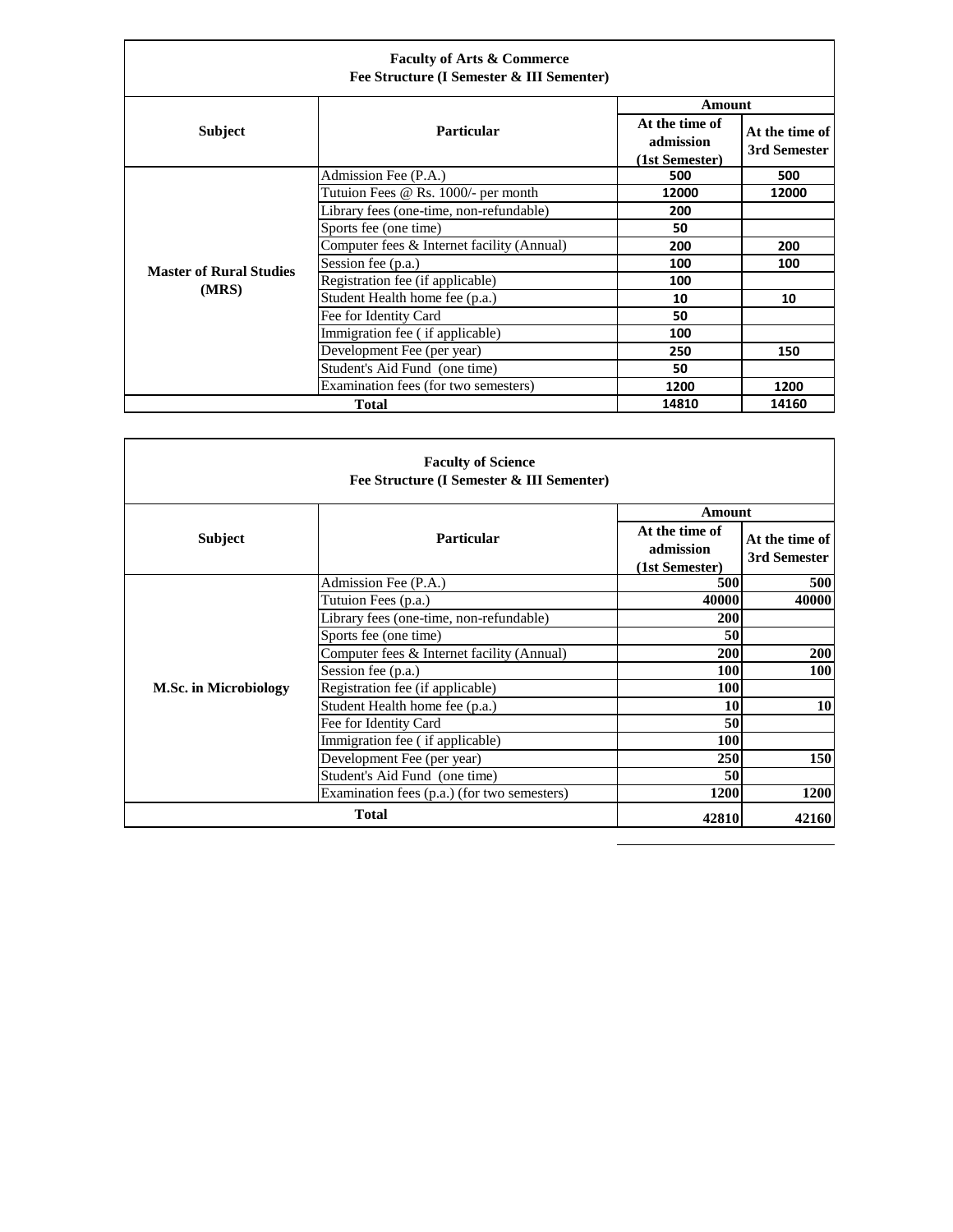**Faculty of Arts & Commerce**
**Fee Structure (I Semester & III Sementer)**

| Subject | Particular | Amount | |
|---|---|---|---|
| | | At the time of admission (1st Semester) | At the time of 3rd Semester |
| Master of Rural Studies (MRS) | Admission Fee (P.A.) | 500 | 500 |
| | Tutuion Fees @ Rs. 1000/- per month | 12000 | 12000 |
| | Library fees (one-time, non-refundable) | 200 | |
| | Sports fee (one time) | 50 | |
| | Computer fees & Internet facility (Annual) | 200 | 200 |
| | Session fee (p.a.) | 100 | 100 |
| | Registration fee (if applicable) | 100 | |
| | Student Health home fee (p.a.) | 10 | 10 |
| | Fee for Identity Card | 50 | |
| | Immigration fee ( if applicable) | 100 | |
| | Development Fee (per year) | 250 | 150 |
| | Student's Aid Fund (one time) | 50 | |
| | Examination fees (for two semesters) | 1200 | 1200 |
| **Total** | | 14810 | 14160 |

**Faculty of Science**
**Fee Structure (I Semester & III Sementer)**

| Subject | Particular | Amount | |
|---|---|---|---|
| | | At the time of admission (1st Semester) | At the time of 3rd Semester |
| M.Sc. in Microbiology | Admission Fee (P.A.) | 500 | 500 |
| | Tutuion Fees (p.a.) | 40000 | 40000 |
| | Library fees (one-time, non-refundable) | 200 | |
| | Sports fee (one time) | 50 | |
| | Computer fees & Internet facility (Annual) | 200 | 200 |
| | Session fee (p.a.) | 100 | 100 |
| | Registration fee (if applicable) | 100 | |
| | Student Health home fee (p.a.) | 10 | 10 |
| | Fee for Identity Card | 50 | |
| | Immigration fee ( if applicable) | 100 | |
| | Development Fee (per year) | 250 | 150 |
| | Student's Aid Fund (one time) | 50 | |
| | Examination fees (p.a.) (for two semesters) | 1200 | 1200 |
| **Total** | | 42810 | 42160 |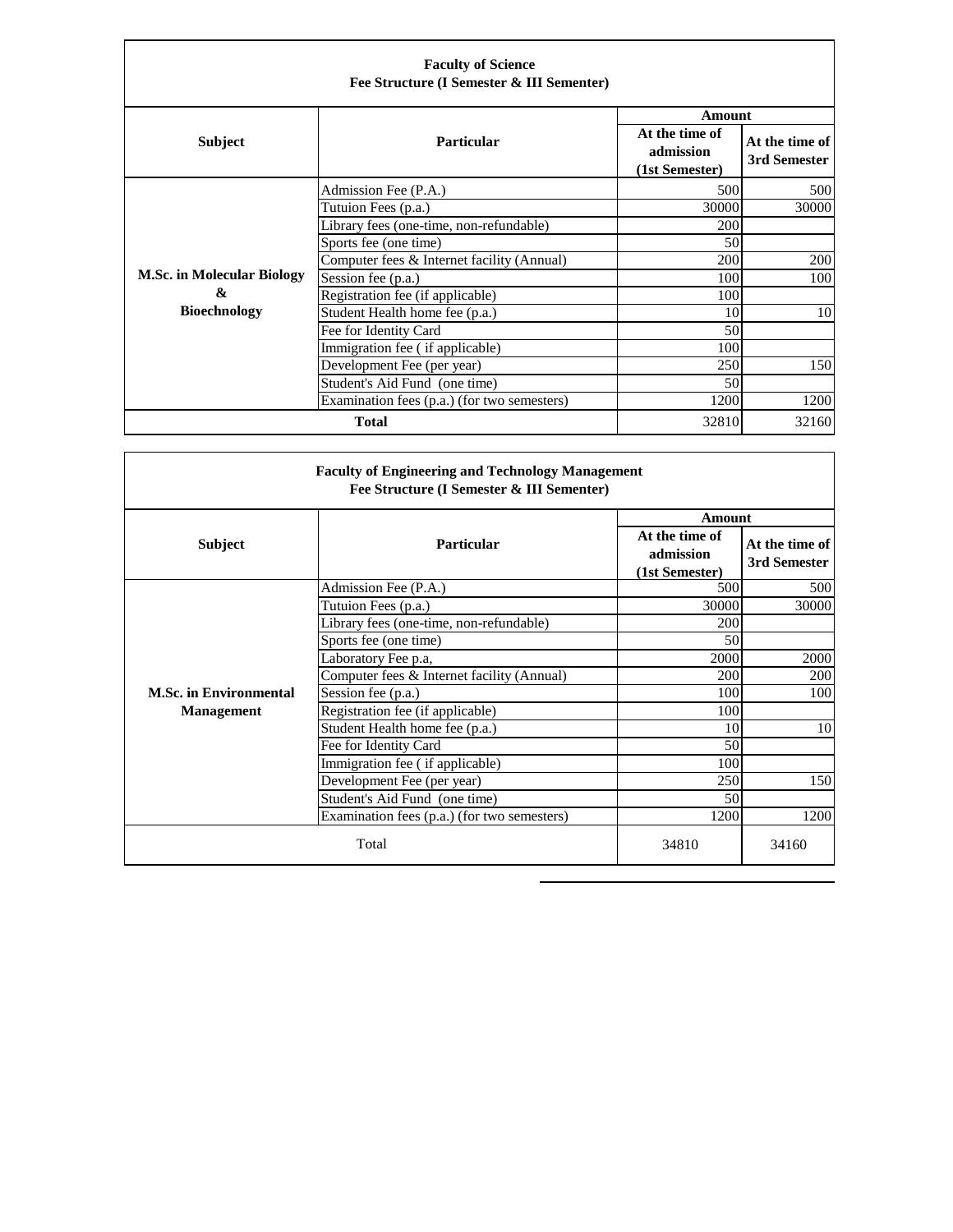**Faculty of Science**
**Fee Structure (I Semester & III Sementer)**

| Subject | Particular | Amount | |
|---|---|---|---|
| | | At the time of admission (1st Semester) | At the time of 3rd Semester |
| M.Sc. in Molecular Biology & Bioechnology | Admission Fee (P.A.) | 500 | 500 |
| | Tutuion Fees (p.a.) | 30000 | 30000 |
| | Library fees (one-time, non-refundable) | 200 | |
| | Sports fee (one time) | 50 | |
| | Computer fees & Internet facility (Annual) | 200 | 200 |
| | Session fee (p.a.) | 100 | 100 |
| | Registration fee (if applicable) | 100 | |
| | Student Health home fee (p.a.) | 10 | 10 |
| | Fee for Identity Card | 50 | |
| | Immigration fee ( if applicable) | 100 | |
| | Development Fee (per year) | 250 | 150 |
| | Student's Aid Fund (one time) | 50 | |
| | Examination fees (p.a.) (for two semesters) | 1200 | 1200 |
| **Total** | | 32810 | 32160 |

**Faculty of Engineering and Technology Management**
**Fee Structure (I Semester & III Sementer)**

| Subject | Particular | Amount | |
|---|---|---|---|
| | | At the time of admission (1st Semester) | At the time of 3rd Semester |
| M.Sc. in Environmental Management | Admission Fee (P.A.) | 500 | 500 |
| | Tutuion Fees (p.a.) | 30000 | 30000 |
| | Library fees (one-time, non-refundable) | 200 | |
| | Sports fee (one time) | 50 | |
| | Laboratory Fee p.a, | 2000 | 2000 |
| | Computer fees & Internet facility (Annual) | 200 | 200 |
| | Session fee (p.a.) | 100 | 100 |
| | Registration fee (if applicable) | 100 | |
| | Student Health home fee (p.a.) | 10 | 10 |
| | Fee for Identity Card | 50 | |
| | Immigration fee ( if applicable) | 100 | |
| | Development Fee (per year) | 250 | 150 |
| | Student's Aid Fund (one time) | 50 | |
| | Examination fees (p.a.) (for two semesters) | 1200 | 1200 |
| Total | | 34810 | 34160 |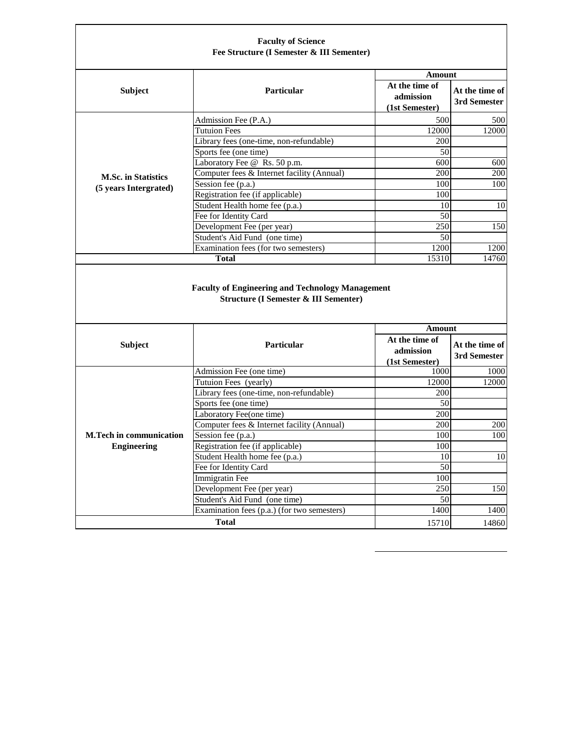**Faculty of Science**
**Fee Structure (I Semester & III Sementer)**

| Subject | Particular | Amount | |
|---|---|---|---|
| | | At the time of admission (1st Semester) | At the time of 3rd Semester |
| **M.Sc. in Statistics (5 years Intergrated)** | Admission Fee (P.A.) | 500 | 500 |
| | Tutuion Fees | 12000 | 12000 |
| | Library fees (one-time, non-refundable) | 200 | |
| | Sports fee (one time) | 50 | |
| | Laboratory Fee @ Rs. 50 p.m. | 600 | 600 |
| | Computer fees & Internet facility (Annual) | 200 | 200 |
| | Session fee (p.a.) | 100 | 100 |
| | Registration fee (if applicable) | 100 | |
| | Student Health home fee (p.a.) | 10 | 10 |
| | Fee for Identity Card | 50 | |
| | Development Fee (per year) | 250 | 150 |
| | Student's Aid Fund (one time) | 50 | |
| | Examination fees (for two semesters) | 1200 | 1200 |
| **Total** | | 15310 | 14760 |

**Faculty of Engineering and Technology Management**
**Structure (I Semester & III Sementer)**

| Subject | Particular | Amount | |
|---|---|---|---|
| | | At the time of admission (1st Semester) | At the time of 3rd Semester |
| **M.Tech in communication Engineering** | Admission Fee (one time) | 1000 | 1000 |
| | Tutuion Fees (yearly) | 12000 | 12000 |
| | Library fees (one-time, non-refundable) | 200 | |
| | Sports fee (one time) | 50 | |
| | Laboratory Fee(one time) | 200 | |
| | Computer fees & Internet facility (Annual) | 200 | 200 |
| | Session fee (p.a.) | 100 | 100 |
| | Registration fee (if applicable) | 100 | |
| | Student Health home fee (p.a.) | 10 | 10 |
| | Fee for Identity Card | 50 | |
| | Immigratin Fee | 100 | |
| | Development Fee (per year) | 250 | 150 |
| | Student's Aid Fund (one time) | 50 | |
| | Examination fees (p.a.) (for two semesters) | 1400 | 1400 |
| **Total** | | 15710 | 14860 |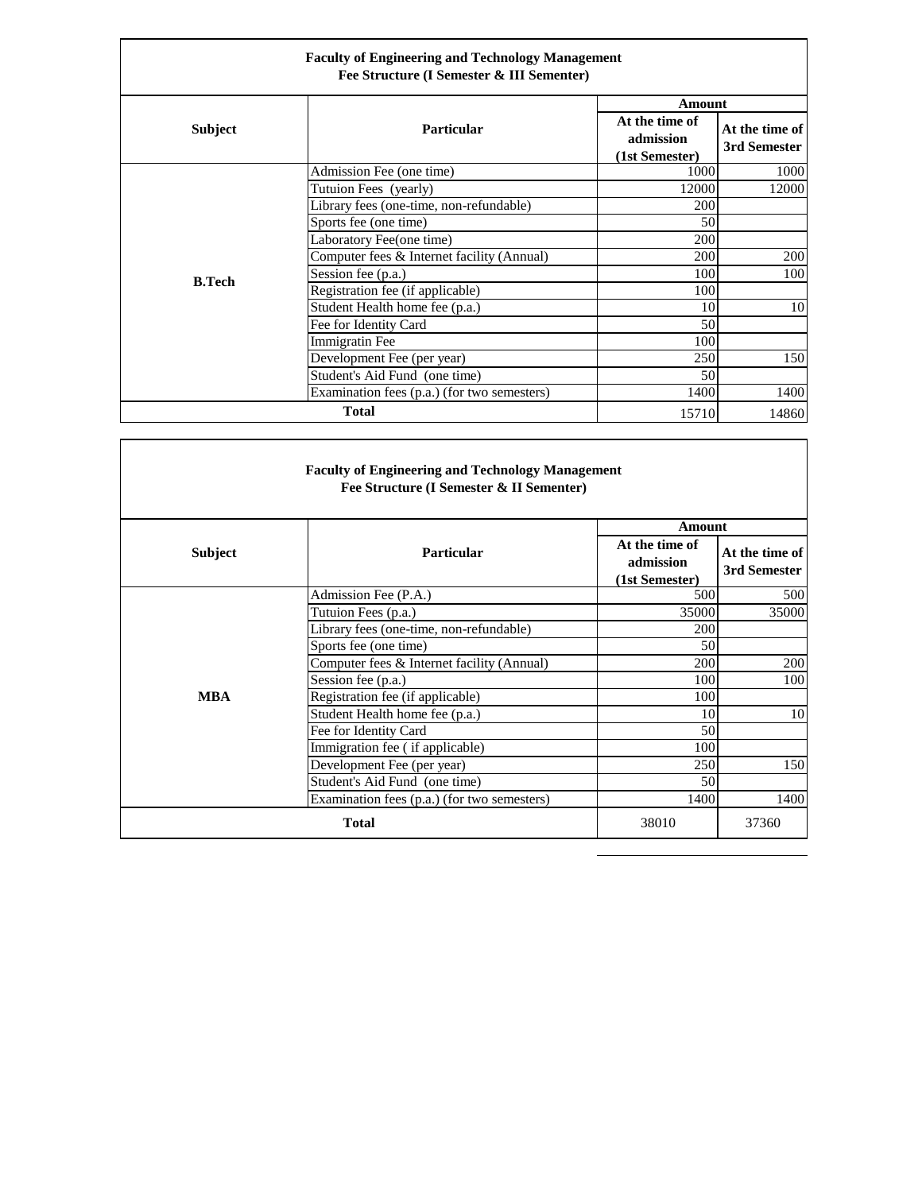**Faculty of Engineering and Technology Management**
**Fee Structure (I Semester & III Sementer)**

| Subject | Particular | Amount | |
|---|---|---|---|
| | | At the time of admission (1st Semester) | At the time of 3rd Semester |
| B.Tech | Admission Fee (one time) | 1000 | 1000 |
| | Tutuion Fees (yearly) | 12000 | 12000 |
| | Library fees (one-time, non-refundable) | 200 | |
| | Sports fee (one time) | 50 | |
| | Laboratory Fee(one time) | 200 | |
| | Computer fees & Internet facility (Annual) | 200 | 200 |
| | Session fee (p.a.) | 100 | 100 |
| | Registration fee (if applicable) | 100 | |
| | Student Health home fee (p.a.) | 10 | 10 |
| | Fee for Identity Card | 50 | |
| | Immigratin Fee | 100 | |
| | Development Fee (per year) | 250 | 150 |
| | Student's Aid Fund (one time) | 50 | |
| | Examination fees (p.a.) (for two semesters) | 1400 | 1400 |
| **Total** | | 15710 | 14860 |

**Faculty of Engineering and Technology Management**
**Fee Structure (I Semester & II Sementer)**

| Subject | Particular | Amount | |
|---|---|---|---|
| | | At the time of admission (1st Semester) | At the time of 3rd Semester |
| MBA | Admission Fee (P.A.) | 500 | 500 |
| | Tutuion Fees (p.a.) | 35000 | 35000 |
| | Library fees (one-time, non-refundable) | 200 | |
| | Sports fee (one time) | 50 | |
| | Computer fees & Internet facility (Annual) | 200 | 200 |
| | Session fee (p.a.) | 100 | 100 |
| | Registration fee (if applicable) | 100 | |
| | Student Health home fee (p.a.) | 10 | 10 |
| | Fee for Identity Card | 50 | |
| | Immigration fee ( if applicable) | 100 | |
| | Development Fee (per year) | 250 | 150 |
| | Student's Aid Fund (one time) | 50 | |
| | Examination fees (p.a.) (for two semesters) | 1400 | 1400 |
| **Total** | | 38010 | 37360 |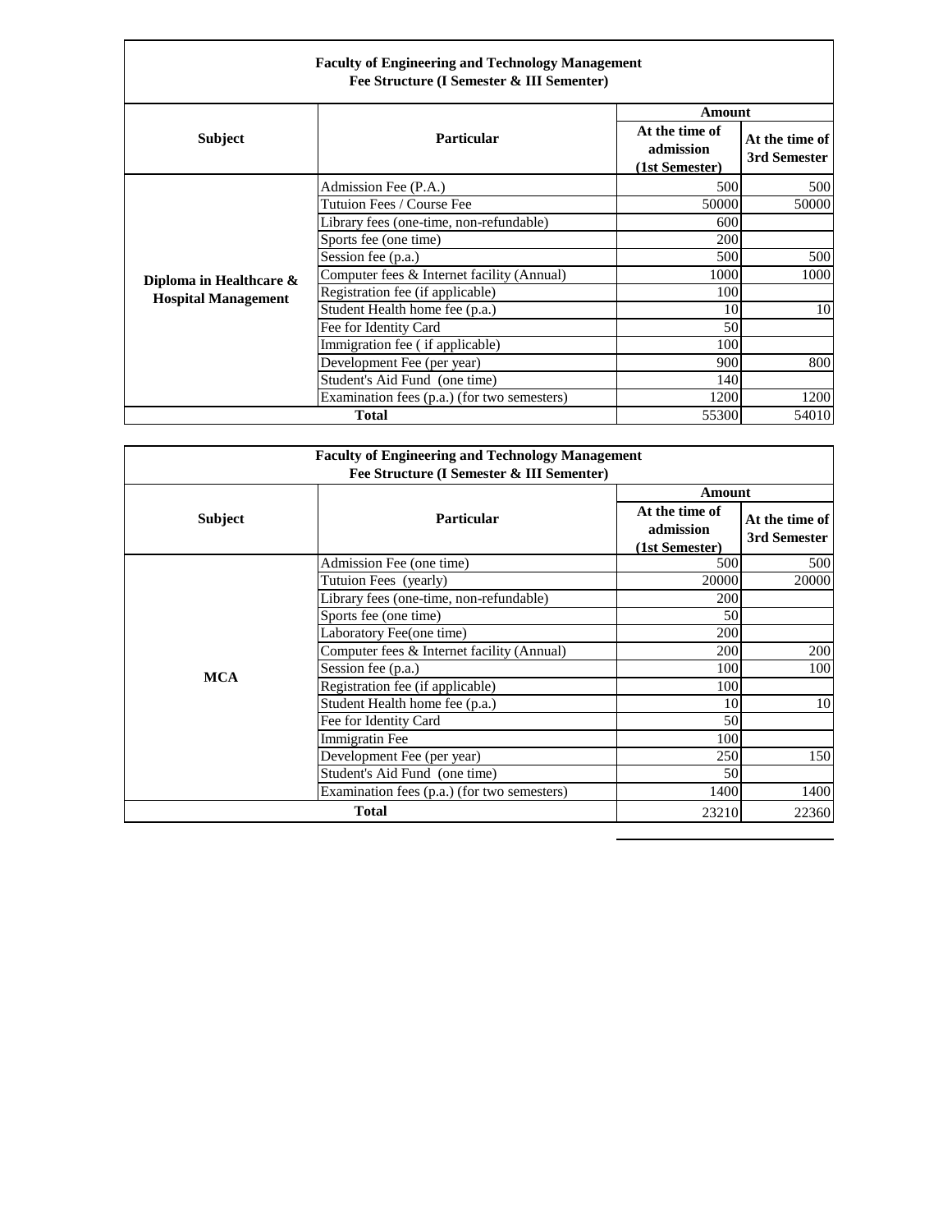**Faculty of Engineering and Technology Management**
**Fee Structure (I Semester & III Sementer)**

| Subject | Particular | Amount | |
|---|---|---|---|
| | | At the time of admission (1st Semester) | At the time of 3rd Semester |
| Diploma in Healthcare & Hospital Management | Admission Fee (P.A.) | 500 | 500 |
| | Tutuion Fees / Course Fee | 50000 | 50000 |
| | Library fees (one-time, non-refundable) | 600 | |
| | Sports fee (one time) | 200 | |
| | Session fee (p.a.) | 500 | 500 |
| | Computer fees & Internet facility (Annual) | 1000 | 1000 |
| | Registration fee (if applicable) | 100 | |
| | Student Health home fee (p.a.) | 10 | 10 |
| | Fee for Identity Card | 50 | |
| | Immigration fee ( if applicable) | 100 | |
| | Development Fee (per year) | 900 | 800 |
| | Student's Aid Fund (one time) | 140 | |
| | Examination fees (p.a.) (for two semesters) | 1200 | 1200 |
| **Total** | | 55300 | 54010 |

**Faculty of Engineering and Technology Management**
**Fee Structure (I Semester & III Sementer)**

| Subject | Particular | Amount | |
|---|---|---|---|
| | | At the time of admission (1st Semester) | At the time of 3rd Semester |
| MCA | Admission Fee (one time) | 500 | 500 |
| | Tutuion Fees (yearly) | 20000 | 20000 |
| | Library fees (one-time, non-refundable) | 200 | |
| | Sports fee (one time) | 50 | |
| | Laboratory Fee(one time) | 200 | |
| | Computer fees & Internet facility (Annual) | 200 | 200 |
| | Session fee (p.a.) | 100 | 100 |
| | Registration fee (if applicable) | 100 | |
| | Student Health home fee (p.a.) | 10 | 10 |
| | Fee for Identity Card | 50 | |
| | Immigratin Fee | 100 | |
| | Development Fee (per year) | 250 | 150 |
| | Student's Aid Fund (one time) | 50 | |
| | Examination fees (p.a.) (for two semesters) | 1400 | 1400 |
| **Total** | | 23210 | 22360 |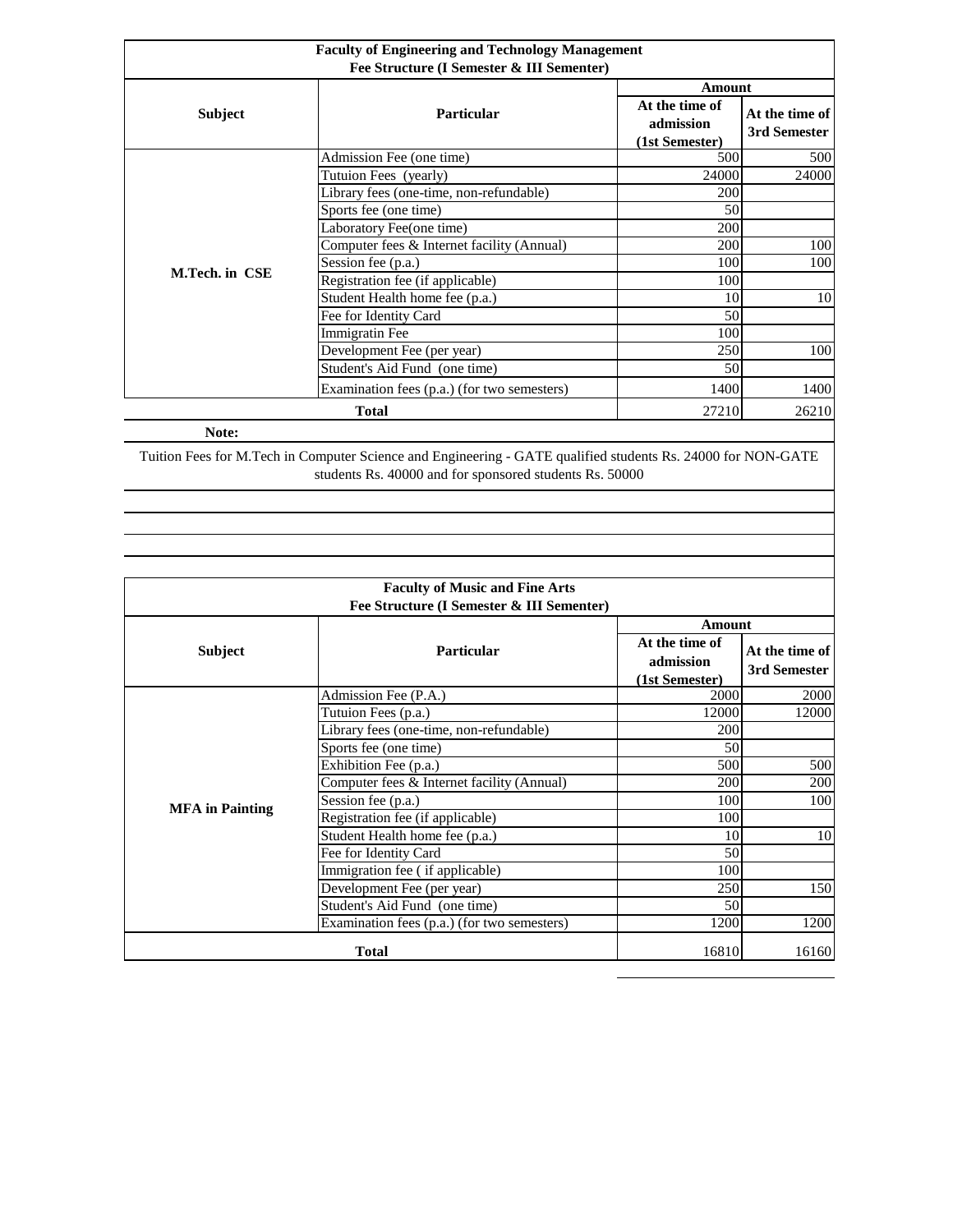| Faculty of Engineering and Technology Management<br>Fee Structure (I Semester & III Sementer) | | | |
|---|---|---|---|
| **Subject** | **Particular** | **Amount** | |
| | | **At the time of admission (1st Semester)** | **At the time of 3rd Semester** |
| **M.Tech. in CSE** | Admission Fee (one time) | 500 | 500 |
| | Tutuion Fees (yearly) | 24000 | 24000 |
| | Library fees (one-time, non-refundable) | 200 | |
| | Sports fee (one time) | 50 | |
| | Laboratory Fee(one time) | 200 | |
| | Computer fees & Internet facility (Annual) | 200 | 100 |
| | Session fee (p.a.) | 100 | 100 |
| | Registration fee (if applicable) | 100 | |
| | Student Health home fee (p.a.) | 10 | 10 |
| | Fee for Identity Card | 50 | |
| | Immigratin Fee | 100 | |
| | Development Fee (per year) | 250 | 100 |
| | Student's Aid Fund (one time) | 50 | |
| | Examination fees (p.a.) (for two semesters) | 1400 | 1400 |
| **Total** | | 27210 | 26210 |

**Note:**

Tuition Fees for M.Tech in Computer Science and Engineering - GATE qualified students Rs. 24000 for NON-GATE students Rs. 40000 and for sponsored students Rs. 50000

| Faculty of Music and Fine Arts<br>Fee Structure (I Semester & III Sementer) | | | |
|---|---|---|---|
| **Subject** | **Particular** | **Amount** | |
| | | **At the time of admission (1st Semester)** | **At the time of 3rd Semester** |
| **MFA in Painting** | Admission Fee (P.A.) | 2000 | 2000 |
| | Tutuion Fees (p.a.) | 12000 | 12000 |
| | Library fees (one-time, non-refundable) | 200 | |
| | Sports fee (one time) | 50 | |
| | Exhibition Fee (p.a.) | 500 | 500 |
| | Computer fees & Internet facility (Annual) | 200 | 200 |
| | Session fee (p.a.) | 100 | 100 |
| | Registration fee (if applicable) | 100 | |
| | Student Health home fee (p.a.) | 10 | 10 |
| | Fee for Identity Card | 50 | |
| | Immigration fee ( if applicable) | 100 | |
| | Development Fee (per year) | 250 | 150 |
| | Student's Aid Fund (one time) | 50 | |
| | Examination fees (p.a.) (for two semesters) | 1200 | 1200 |
| **Total** | | 16810 | 16160 |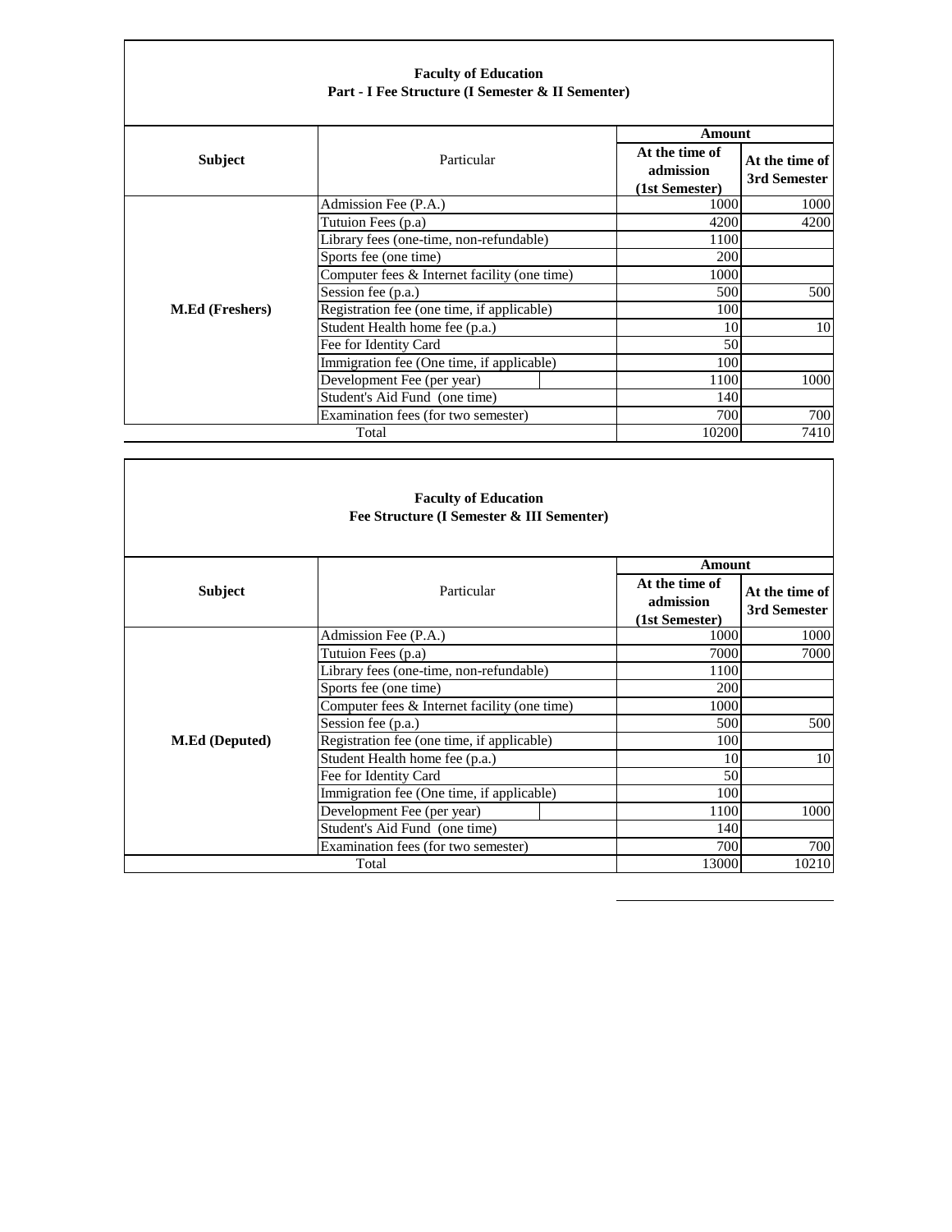**Faculty of Education**
**Part - I Fee Structure (I Semester & II Sementer)**

| Subject | Particular | Amount | |
|---|---|---|---|
| | | **At the time of admission (1st Semester)** | **At the time of 3rd Semester** |
| **M.Ed (Freshers)** | Admission Fee (P.A.) | 1000 | 1000 |
| | Tutuion Fees (p.a) | 4200 | 4200 |
| | Library fees (one-time, non-refundable) | 1100 | |
| | Sports fee (one time) | 200 | |
| | Computer fees & Internet facility (one time) | 1000 | |
| | Session fee (p.a.) | 500 | 500 |
| | Registration fee (one time, if applicable) | 100 | |
| | Student Health home fee (p.a.) | 10 | 10 |
| | Fee for Identity Card | 50 | |
| | Immigration fee (One time, if applicable) | 100 | |
| | Development Fee (per year) | 1100 | 1000 |
| | Student's Aid Fund (one time) | 140 | |
| | Examination fees (for two semester) | 700 | 700 |
| Total | | 10200 | 7410 |

**Faculty of Education**
**Fee Structure (I Semester & III Sementer)**

| Subject | Particular | Amount | |
|---|---|---|---|
| | | **At the time of admission (1st Semester)** | **At the time of 3rd Semester** |
| **M.Ed (Deputed)** | Admission Fee (P.A.) | 1000 | 1000 |
| | Tutuion Fees (p.a) | 7000 | 7000 |
| | Library fees (one-time, non-refundable) | 1100 | |
| | Sports fee (one time) | 200 | |
| | Computer fees & Internet facility (one time) | 1000 | |
| | Session fee (p.a.) | 500 | 500 |
| | Registration fee (one time, if applicable) | 100 | |
| | Student Health home fee (p.a.) | 10 | 10 |
| | Fee for Identity Card | 50 | |
| | Immigration fee (One time, if applicable) | 100 | |
| | Development Fee (per year) | 1100 | 1000 |
| | Student's Aid Fund (one time) | 140 | |
| | Examination fees (for two semester) | 700 | 700 |
| Total | | 13000 | 10210 |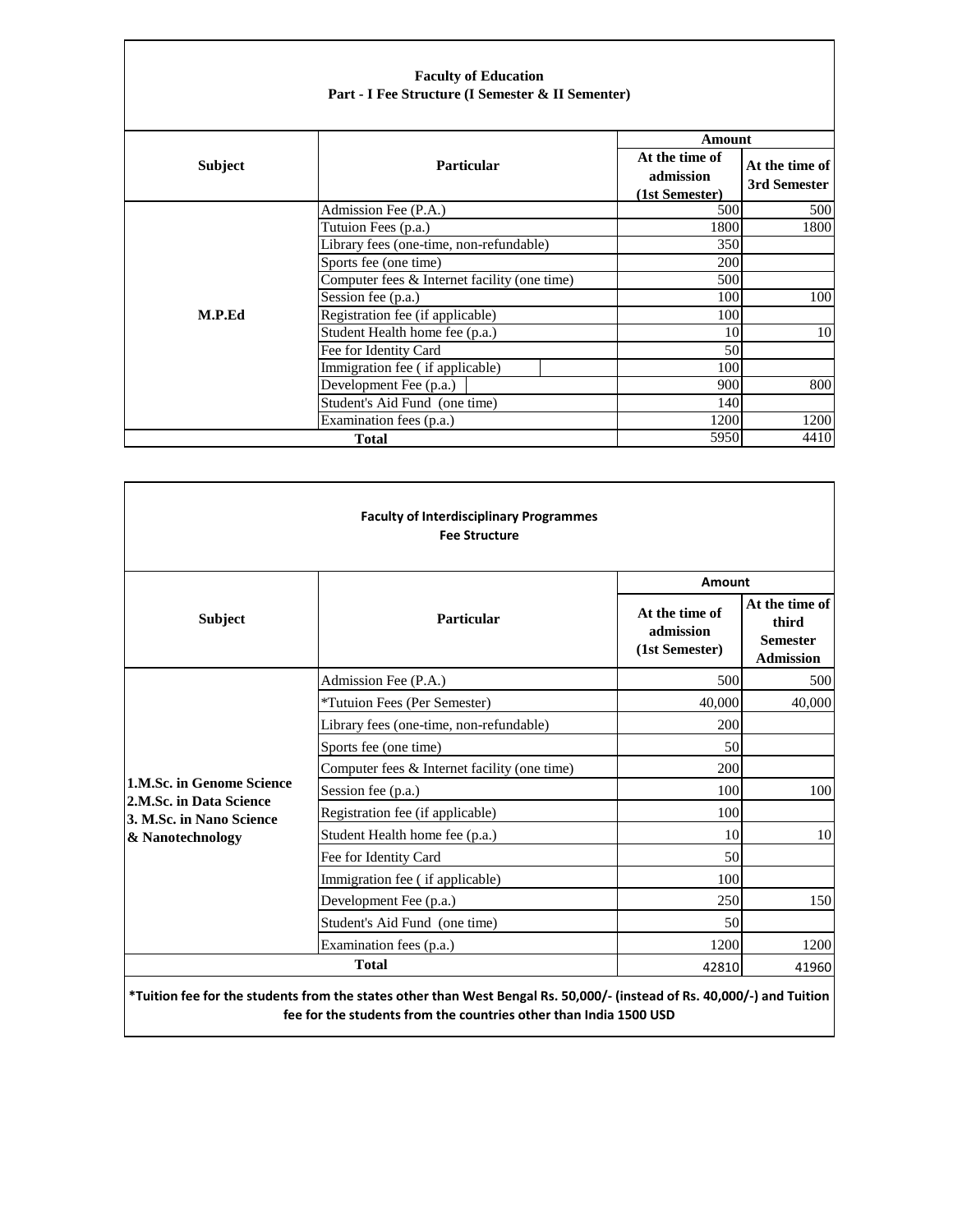**Faculty of Education**
**Part - I Fee Structure (I Semester & II Sementer)**

| Subject | Particular | Amount | |
|---|---|---|---|
| | | At the time of admission (1st Semester) | At the time of 3rd Semester |
| M.P.Ed | Admission Fee (P.A.) | 500 | 500 |
| | Tutuion Fees (p.a.) | 1800 | 1800 |
| | Library fees (one-time, non-refundable) | 350 | |
| | Sports fee (one time) | 200 | |
| | Computer fees & Internet facility (one time) | 500 | |
| | Session fee (p.a.) | 100 | 100 |
| | Registration fee (if applicable) | 100 | |
| | Student Health home fee (p.a.) | 10 | 10 |
| | Fee for Identity Card | 50 | |
| | Immigration fee ( if applicable) | 100 | |
| | Development Fee (p.a.) | 900 | 800 |
| | Student's Aid Fund (one time) | 140 | |
| | Examination fees (p.a.) | 1200 | 1200 |
| **Total** | | 5950 | 4410 |

**Faculty of Interdisciplinary Programmes**
**Fee Structure**

| Subject | Particular | Amount | |
|---|---|---|---|
| | | At the time of admission (1st Semester) | At the time of third Semester Admission |
| 1.M.Sc. in Genome Science<br>2.M.Sc. in Data Science<br>3. M.Sc. in Nano Science & Nanotechnology | Admission Fee (P.A.) | 500 | 500 |
| | *Tutuion Fees (Per Semester) | 40,000 | 40,000 |
| | Library fees (one-time, non-refundable) | 200 | |
| | Sports fee (one time) | 50 | |
| | Computer fees & Internet facility (one time) | 200 | |
| | Session fee (p.a.) | 100 | 100 |
| | Registration fee (if applicable) | 100 | |
| | Student Health home fee (p.a.) | 10 | 10 |
| | Fee for Identity Card | 50 | |
| | Immigration fee ( if applicable) | 100 | |
| | Development Fee (p.a.) | 250 | 150 |
| | Student's Aid Fund (one time) | 50 | |
| | Examination fees (p.a.) | 1200 | 1200 |
| **Total** | | 42810 | 41960 |

**\*Tuition fee for the students from the states other than West Bengal Rs. 50,000/- (instead of Rs. 40,000/-) and Tuition fee for the students from the countries other than India 1500 USD**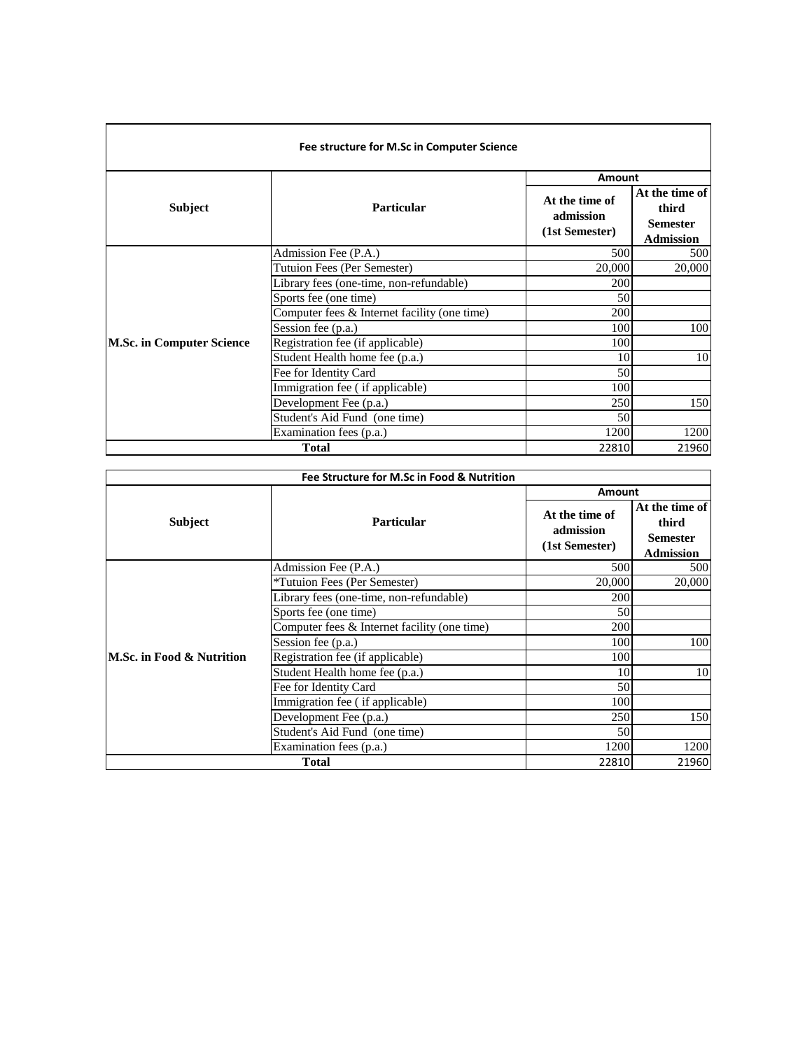| Fee structure for M.Sc in Computer Science | | | |
|---|---|---|---|
| **Subject** | **Particular** | **Amount** | |
| | | **At the time of admission (1st Semester)** | **At the time of third Semester Admission** |
| M.Sc. in Computer Science | Admission Fee (P.A.) | 500 | 500 |
| | Tutuion Fees (Per Semester) | 20,000 | 20,000 |
| | Library fees (one-time, non-refundable) | 200 | |
| | Sports fee (one time) | 50 | |
| | Computer fees & Internet facility (one time) | 200 | |
| | Session fee (p.a.) | 100 | 100 |
| | Registration fee (if applicable) | 100 | |
| | Student Health home fee (p.a.) | 10 | 10 |
| | Fee for Identity Card | 50 | |
| | Immigration fee ( if applicable) | 100 | |
| | Development Fee (p.a.) | 250 | 150 |
| | Student's Aid Fund (one time) | 50 | |
| | Examination fees (p.a.) | 1200 | 1200 |
| **Total** | | 22810 | 21960 |

| Fee Structure for M.Sc in Food & Nutrition | | | |
|---|---|---|---|
| **Subject** | **Particular** | **Amount** | |
| | | **At the time of admission (1st Semester)** | **At the time of third Semester Admission** |
| M.Sc. in Food & Nutrition | Admission Fee (P.A.) | 500 | 500 |
| | *Tutuion Fees (Per Semester) | 20,000 | 20,000 |
| | Library fees (one-time, non-refundable) | 200 | |
| | Sports fee (one time) | 50 | |
| | Computer fees & Internet facility (one time) | 200 | |
| | Session fee (p.a.) | 100 | 100 |
| | Registration fee (if applicable) | 100 | |
| | Student Health home fee (p.a.) | 10 | 10 |
| | Fee for Identity Card | 50 | |
| | Immigration fee ( if applicable) | 100 | |
| | Development Fee (p.a.) | 250 | 150 |
| | Student's Aid Fund (one time) | 50 | |
| | Examination fees (p.a.) | 1200 | 1200 |
| **Total** | | 22810 | 21960 |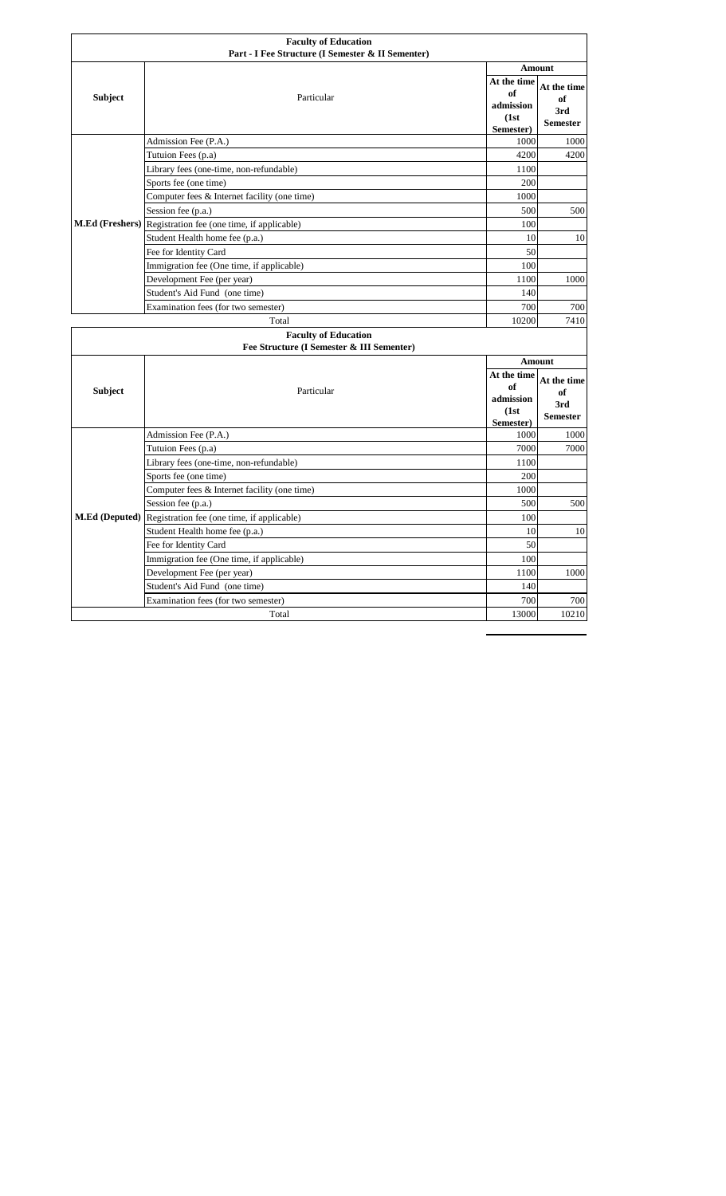**Faculty of Education**
**Part - I Fee Structure (I Semester & II Sementer)**

| Subject | Particular | Amount | |
|---|---|---|---|
| | | At the time of admission (1st Semester) | At the time of 3rd Semester |
| M.Ed (Freshers) | Admission Fee (P.A.) | 1000 | 1000 |
| | Tutuion Fees (p.a) | 4200 | 4200 |
| | Library fees (one-time, non-refundable) | 1100 | |
| | Sports fee (one time) | 200 | |
| | Computer fees & Internet facility (one time) | 1000 | |
| | Session fee (p.a.) | 500 | 500 |
| | Registration fee (one time, if applicable) | 100 | |
| | Student Health home fee (p.a.) | 10 | 10 |
| | Fee for Identity Card | 50 | |
| | Immigration fee (One time, if applicable) | 100 | |
| | Development Fee (per year) | 1100 | 1000 |
| | Student's Aid Fund (one time) | 140 | |
| | Examination fees (for two semester) | 700 | 700 |
| Total | | 10200 | 7410 |

**Faculty of Education**
**Fee Structure (I Semester & III Sementer)**

| Subject | Particular | Amount | |
|---|---|---|---|
| | | At the time of admission (1st Semester) | At the time of 3rd Semester |
| M.Ed (Deputed) | Admission Fee (P.A.) | 1000 | 1000 |
| | Tutuion Fees (p.a) | 7000 | 7000 |
| | Library fees (one-time, non-refundable) | 1100 | |
| | Sports fee (one time) | 200 | |
| | Computer fees & Internet facility (one time) | 1000 | |
| | Session fee (p.a.) | 500 | 500 |
| | Registration fee (one time, if applicable) | 100 | |
| | Student Health home fee (p.a.) | 10 | 10 |
| | Fee for Identity Card | 50 | |
| | Immigration fee (One time, if applicable) | 100 | |
| | Development Fee (per year) | 1100 | 1000 |
| | Student's Aid Fund (one time) | 140 | |
| | Examination fees (for two semester) | 700 | 700 |
| Total | | 13000 | 10210 |